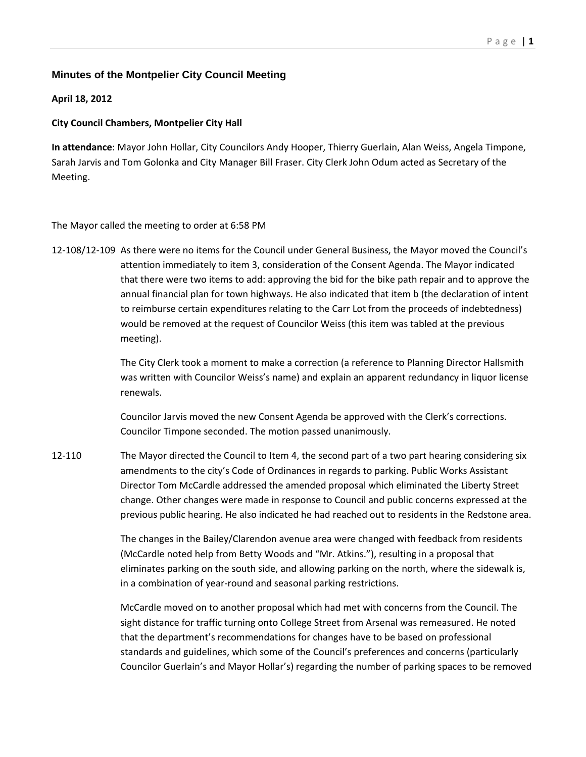# Minutes of the Montpelier City Council Meeting

**April 18, 2012**

**City Council Chambers, Montpelier City Hall**

**In attendance**: Mayor John Hollar, City Councilors Andy Hooper, Thierry Guerlain, Alan Weiss, Angela Timpone, Sarah Jarvis and Tom Golonka and City Manager Bill Fraser. City Clerk John Odum acted as Secretary of the Meeting.

The Mayor called the meeting to order at 6:58 PM

12-108/12-109 As there were no items for the Council under General Business, the Mayor moved the Council's attention immediately to item 3, consideration of the Consent Agenda. The Mayor indicated that there were two items to add: approving the bid for the bike path repair and to approve the annual financial plan for town highways. He also indicated that item b (the declaration of intent to reimburse certain expenditures relating to the Carr Lot from the proceeds of indebtedness) would be removed at the request of Councilor Weiss (this item was tabled at the previous meeting).

The City Clerk took a moment to make a correction (a reference to Planning Director Hallsmith was written with Councilor Weiss's name) and explain an apparent redundancy in liquor license renewals.

Councilor Jarvis moved the new Consent Agenda be approved with the Clerk's corrections. Councilor Timpone seconded. The motion passed unanimously.

12-110 The Mayor directed the Council to Item 4, the second part of a two part hearing considering six amendments to the city's Code of Ordinances in regards to parking. Public Works Assistant Director Tom McCardle addressed the amended proposal which eliminated the Liberty Street change. Other changes were made in response to Council and public concerns expressed at the previous public hearing. He also indicated he had reached out to residents in the Redstone area.

The changes in the Bailey/Clarendon avenue area were changed with feedback from residents (McCardle noted help from Betty Woods and "Mr. Atkins."), resulting in a proposal that eliminates parking on the south side, and allowing parking on the north, where the sidewalk is, in a combination of year-round and seasonal parking restrictions.

McCardle moved on to another proposal which had met with concerns from the Council. The sight distance for traffic turning onto College Street from Arsenal was remeasured. He noted that the department's recommendations for changes have to be based on professional standards and guidelines, which some of the Council's preferences and concerns (particularly Councilor Guerlain's and Mayor Hollar's) regarding the number of parking spaces to be removed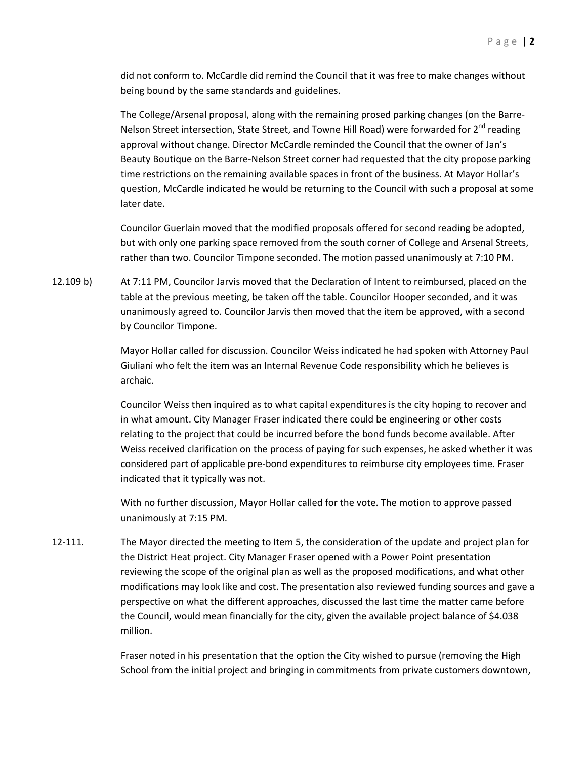did not conform to. McCardle did remind the Council that it was free to make changes without being bound by the same standards and guidelines.

The College/Arsenal proposal, along with the remaining prosed parking changes (on the Barre-Nelson Street intersection, State Street, and Towne Hill Road) were forwarded for 2nd reading approval without change. Director McCardle reminded the Council that the owner of Jan's Beauty Boutique on the Barre-Nelson Street corner had requested that the city propose parking time restrictions on the remaining available spaces in front of the business. At Mayor Hollar's question, McCardle indicated he would be returning to the Council with such a proposal at some later date.

Councilor Guerlain moved that the modified proposals offered for second reading be adopted, but with only one parking space removed from the south corner of College and Arsenal Streets, rather than two. Councilor Timpone seconded. The motion passed unanimously at 7:10 PM.

12.109 b) At 7:11 PM, Councilor Jarvis moved that the Declaration of Intent to reimbursed, placed on the table at the previous meeting, be taken off the table. Councilor Hooper seconded, and it was unanimously agreed to. Councilor Jarvis then moved that the item be approved, with a second by Councilor Timpone.

Mayor Hollar called for discussion. Councilor Weiss indicated he had spoken with Attorney Paul Giuliani who felt the item was an Internal Revenue Code responsibility which he believes is archaic.

Councilor Weiss then inquired as to what capital expenditures is the city hoping to recover and in what amount. City Manager Fraser indicated there could be engineering or other costs relating to the project that could be incurred before the bond funds become available. After Weiss received clarification on the process of paying for such expenses, he asked whether it was considered part of applicable pre-bond expenditures to reimburse city employees time. Fraser indicated that it typically was not.

With no further discussion, Mayor Hollar called for the vote. The motion to approve passed unanimously at 7:15 PM.

12-111. The Mayor directed the meeting to Item 5, the consideration of the update and project plan for the District Heat project. City Manager Fraser opened with a Power Point presentation reviewing the scope of the original plan as well as the proposed modifications, and what other modifications may look like and cost. The presentation also reviewed funding sources and gave a perspective on what the different approaches, discussed the last time the matter came before the Council, would mean financially for the city, given the available project balance of $4.038 million.

Fraser noted in his presentation that the option the City wished to pursue (removing the High School from the initial project and bringing in commitments from private customers downtown,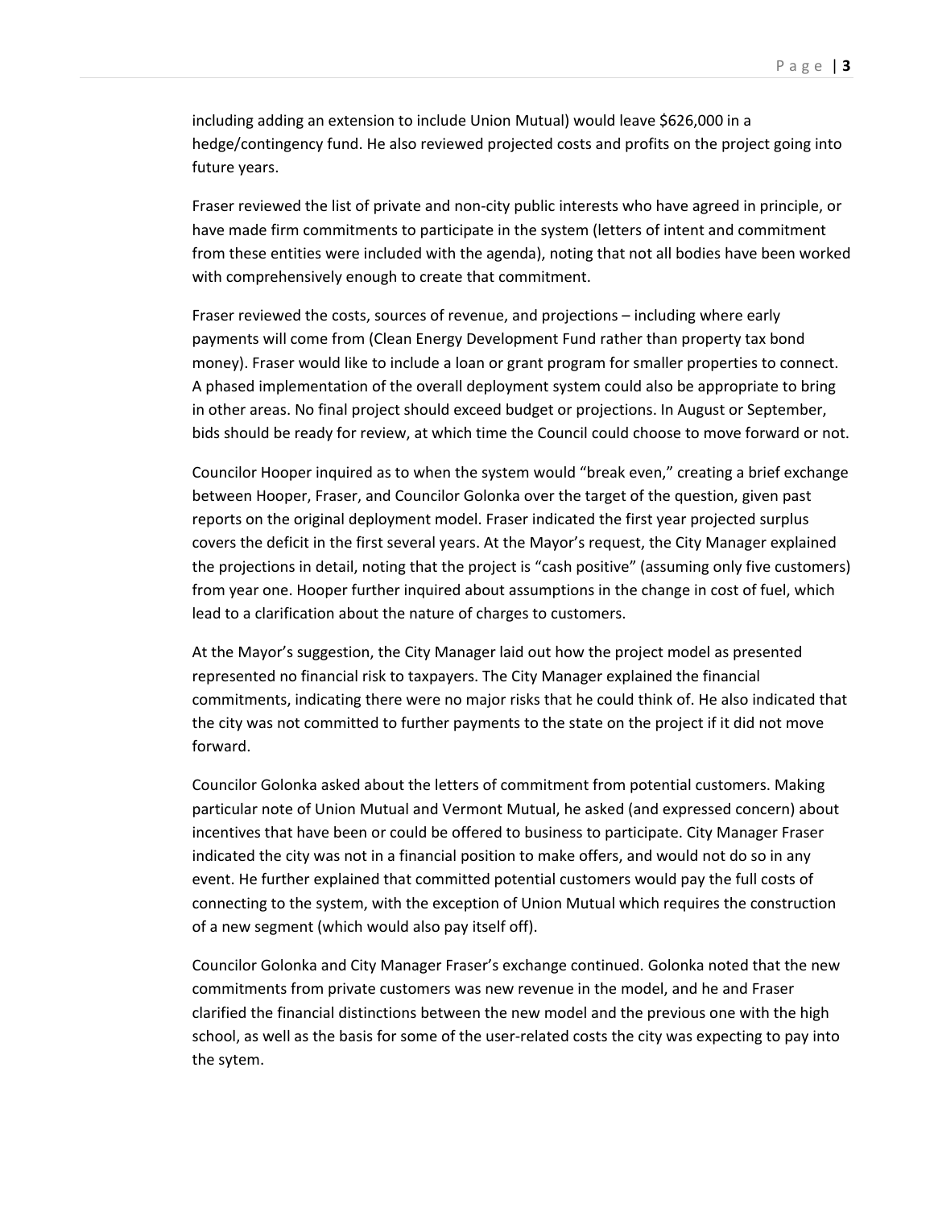including adding an extension to include Union Mutual) would leave $626,000 in a hedge/contingency fund. He also reviewed projected costs and profits on the project going into future years.

Fraser reviewed the list of private and non-city public interests who have agreed in principle, or have made firm commitments to participate in the system (letters of intent and commitment from these entities were included with the agenda), noting that not all bodies have been worked with comprehensively enough to create that commitment.

Fraser reviewed the costs, sources of revenue, and projections – including where early payments will come from (Clean Energy Development Fund rather than property tax bond money). Fraser would like to include a loan or grant program for smaller properties to connect. A phased implementation of the overall deployment system could also be appropriate to bring in other areas. No final project should exceed budget or projections. In August or September, bids should be ready for review, at which time the Council could choose to move forward or not.

Councilor Hooper inquired as to when the system would "break even," creating a brief exchange between Hooper, Fraser, and Councilor Golonka over the target of the question, given past reports on the original deployment model. Fraser indicated the first year projected surplus covers the deficit in the first several years. At the Mayor's request, the City Manager explained the projections in detail, noting that the project is "cash positive" (assuming only five customers) from year one. Hooper further inquired about assumptions in the change in cost of fuel, which lead to a clarification about the nature of charges to customers.

At the Mayor's suggestion, the City Manager laid out how the project model as presented represented no financial risk to taxpayers. The City Manager explained the financial commitments, indicating there were no major risks that he could think of. He also indicated that the city was not committed to further payments to the state on the project if it did not move forward.

Councilor Golonka asked about the letters of commitment from potential customers. Making particular note of Union Mutual and Vermont Mutual, he asked (and expressed concern) about incentives that have been or could be offered to business to participate. City Manager Fraser indicated the city was not in a financial position to make offers, and would not do so in any event. He further explained that committed potential customers would pay the full costs of connecting to the system, with the exception of Union Mutual which requires the construction of a new segment (which would also pay itself off).

Councilor Golonka and City Manager Fraser's exchange continued. Golonka noted that the new commitments from private customers was new revenue in the model, and he and Fraser clarified the financial distinctions between the new model and the previous one with the high school, as well as the basis for some of the user-related costs the city was expecting to pay into the sytem.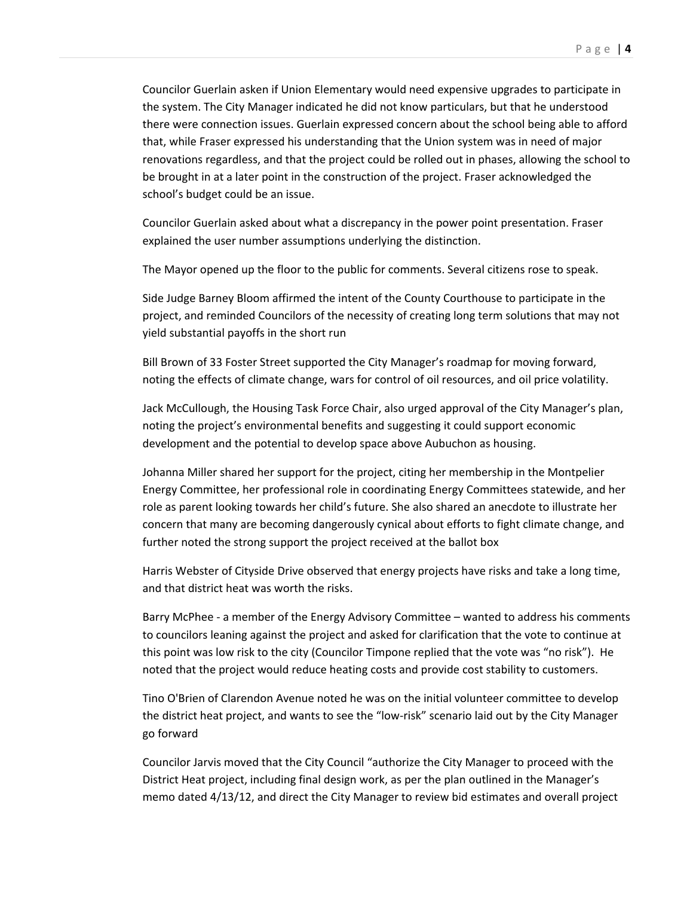Councilor Guerlain asken if Union Elementary would need expensive upgrades to participate in the system. The City Manager indicated he did not know particulars, but that he understood there were connection issues. Guerlain expressed concern about the school being able to afford that, while Fraser expressed his understanding that the Union system was in need of major renovations regardless, and that the project could be rolled out in phases, allowing the school to be brought in at a later point in the construction of the project. Fraser acknowledged the school's budget could be an issue.

Councilor Guerlain asked about what a discrepancy in the power point presentation. Fraser explained the user number assumptions underlying the distinction.

The Mayor opened up the floor to the public for comments. Several citizens rose to speak.

Side Judge Barney Bloom affirmed the intent of the County Courthouse to participate in the project, and reminded Councilors of the necessity of creating long term solutions that may not yield substantial payoffs in the short run

Bill Brown of 33 Foster Street supported the City Manager's roadmap for moving forward, noting the effects of climate change, wars for control of oil resources, and oil price volatility.

Jack McCullough, the Housing Task Force Chair, also urged approval of the City Manager's plan, noting the project's environmental benefits and suggesting it could support economic development and the potential to develop space above Aubuchon as housing.

Johanna Miller shared her support for the project, citing her membership in the Montpelier Energy Committee, her professional role in coordinating Energy Committees statewide, and her role as parent looking towards her child's future. She also shared an anecdote to illustrate her concern that many are becoming dangerously cynical about efforts to fight climate change, and further noted the strong support the project received at the ballot box

Harris Webster of Cityside Drive observed that energy projects have risks and take a long time, and that district heat was worth the risks.

Barry McPhee - a member of the Energy Advisory Committee – wanted to address his comments to councilors leaning against the project and asked for clarification that the vote to continue at this point was low risk to the city (Councilor Timpone replied that the vote was "no risk"). He noted that the project would reduce heating costs and provide cost stability to customers.

Tino O'Brien of Clarendon Avenue noted he was on the initial volunteer committee to develop the district heat project, and wants to see the "low-risk" scenario laid out by the City Manager go forward

Councilor Jarvis moved that the City Council "authorize the City Manager to proceed with the District Heat project, including final design work, as per the plan outlined in the Manager's memo dated 4/13/12, and direct the City Manager to review bid estimates and overall project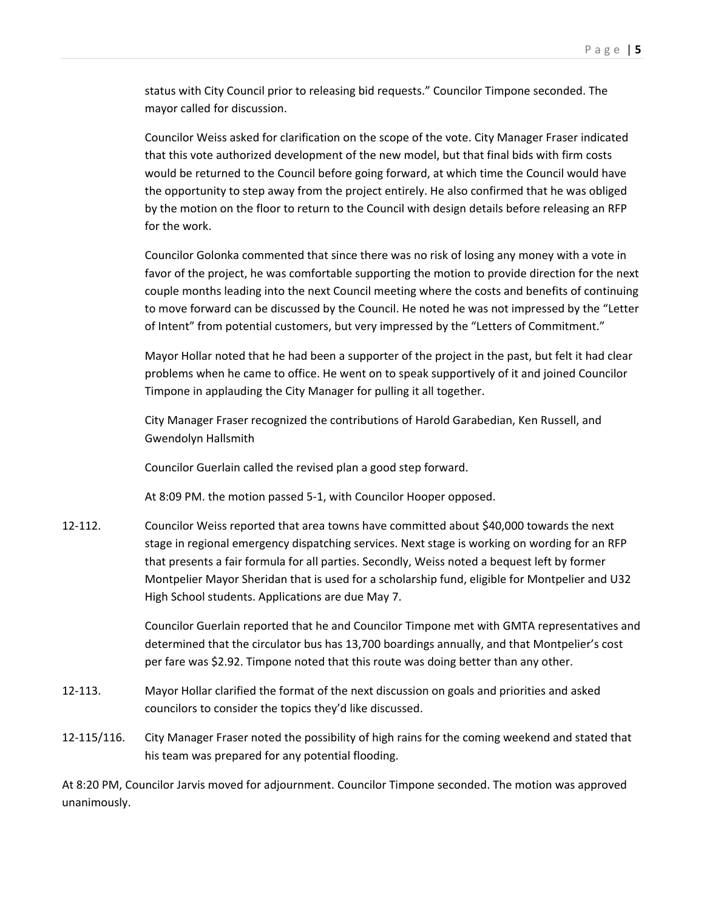status with City Council prior to releasing bid requests." Councilor Timpone seconded. The mayor called for discussion.

Councilor Weiss asked for clarification on the scope of the vote. City Manager Fraser indicated that this vote authorized development of the new model, but that final bids with firm costs would be returned to the Council before going forward, at which time the Council would have the opportunity to step away from the project entirely. He also confirmed that he was obliged by the motion on the floor to return to the Council with design details before releasing an RFP for the work.

Councilor Golonka commented that since there was no risk of losing any money with a vote in favor of the project, he was comfortable supporting the motion to provide direction for the next couple months leading into the next Council meeting where the costs and benefits of continuing to move forward can be discussed by the Council. He noted he was not impressed by the "Letter of Intent" from potential customers, but very impressed by the "Letters of Commitment."

Mayor Hollar noted that he had been a supporter of the project in the past, but felt it had clear problems when he came to office. He went on to speak supportively of it and joined Councilor Timpone in applauding the City Manager for pulling it all together.

City Manager Fraser recognized the contributions of Harold Garabedian, Ken Russell, and Gwendolyn Hallsmith

Councilor Guerlain called the revised plan a good step forward.

At 8:09 PM. the motion passed 5-1, with Councilor Hooper opposed.

12-112. Councilor Weiss reported that area towns have committed about $40,000 towards the next stage in regional emergency dispatching services. Next stage is working on wording for an RFP that presents a fair formula for all parties. Secondly, Weiss noted a bequest left by former Montpelier Mayor Sheridan that is used for a scholarship fund, eligible for Montpelier and U32 High School students. Applications are due May 7.

Councilor Guerlain reported that he and Councilor Timpone met with GMTA representatives and determined that the circulator bus has 13,700 boardings annually, and that Montpelier's cost per fare was $2.92. Timpone noted that this route was doing better than any other.

12-113. Mayor Hollar clarified the format of the next discussion on goals and priorities and asked councilors to consider the topics they'd like discussed.

12-115/116. City Manager Fraser noted the possibility of high rains for the coming weekend and stated that his team was prepared for any potential flooding.

At 8:20 PM, Councilor Jarvis moved for adjournment. Councilor Timpone seconded. The motion was approved unanimously.